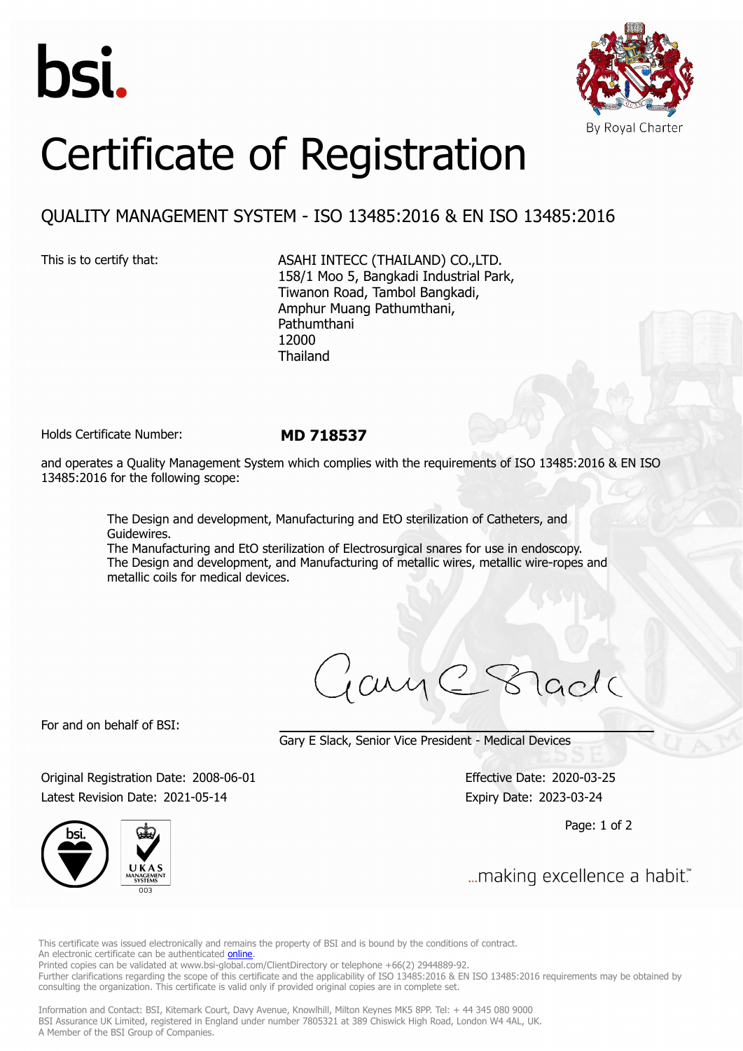bsi.

By Royal Charter

# Certificate of Registration

## QUALITY MANAGEMENT SYSTEM - ISO 13485:2016 & EN ISO 13485:2016

This is to certify that:

ASAHI INTECC (THAILAND) CO.,LTD.
158/1 Moo 5, Bangkadi Industrial Park,
Tiwanon Road, Tambol Bangkadi,
Amphur Muang Pathumthani,
Pathumthani
12000
Thailand

Holds Certificate Number: **MD 718537**

and operates a Quality Management System which complies with the requirements of ISO 13485:2016 & EN ISO 13485:2016 for the following scope:

> The Design and development, Manufacturing and EtO sterilization of Catheters, and Guidewires.
> The Manufacturing and EtO sterilization of Electrosurgical snares for use in endoscopy.
> The Design and development, and Manufacturing of metallic wires, metallic wire-ropes and metallic coils for medical devices.

For and on behalf of BSI:

Gary E Slack, Senior Vice President - Medical Devices

Original Registration Date: 2008-06-01
Latest Revision Date: 2021-05-14

Effective Date: 2020-03-25
Expiry Date: 2023-03-24

...making excellence a habit.™

This certificate was issued electronically and remains the property of BSI and is bound by the conditions of contract.
An electronic certificate can be authenticated online.
Printed copies can be validated at www.bsi-global.com/ClientDirectory or telephone +66(2) 2944889-92.
Further clarifications regarding the scope of this certificate and the applicability of ISO 13485:2016 & EN ISO 13485:2016 requirements may be obtained by consulting the organization. This certificate is valid only if provided original copies are in complete set.

Information and Contact: BSI, Kitemark Court, Davy Avenue, Knowlhill, Milton Keynes MK5 8PP. Tel: + 44 345 080 9000
BSI Assurance UK Limited, registered in England under number 7805321 at 389 Chiswick High Road, London W4 4AL, UK.
A Member of the BSI Group of Companies.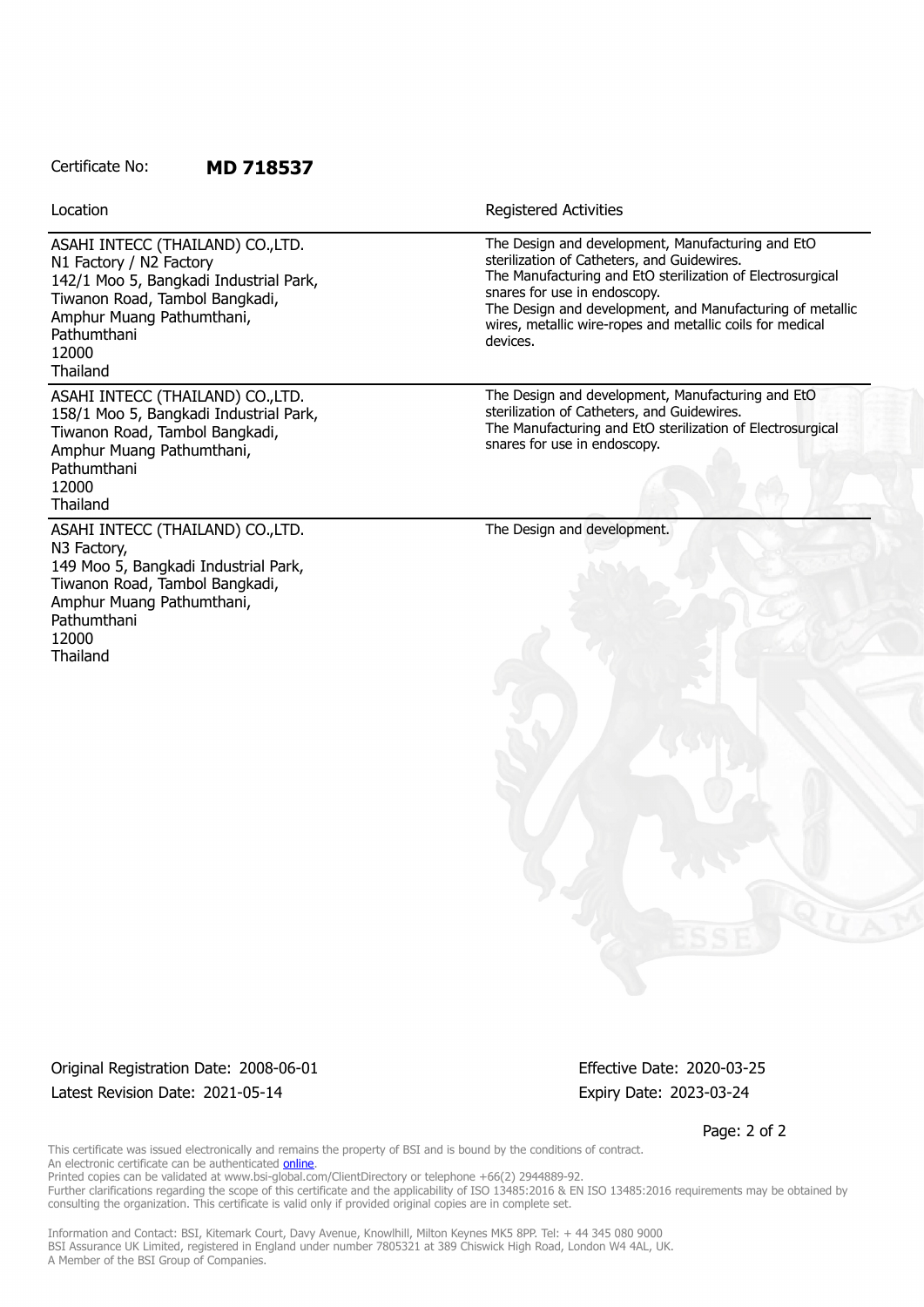Certificate No: **MD 718537**

| Location | Registered Activities |
|---|---|
| ASAHI INTECC (THAILAND) CO.,LTD.<br>N1 Factory / N2 Factory<br>142/1 Moo 5, Bangkadi Industrial Park,<br>Tiwanon Road, Tambol Bangkadi,<br>Amphur Muang Pathumthani,<br>Pathumthani<br>12000<br>Thailand | The Design and development, Manufacturing and EtO sterilization of Catheters, and Guidewires.<br>The Manufacturing and EtO sterilization of Electrosurgical snares for use in endoscopy.<br>The Design and development, and Manufacturing of metallic wires, metallic wire-ropes and metallic coils for medical devices. |
| ASAHI INTECC (THAILAND) CO.,LTD.<br>158/1 Moo 5, Bangkadi Industrial Park,<br>Tiwanon Road, Tambol Bangkadi,<br>Amphur Muang Pathumthani,<br>Pathumthani<br>12000<br>Thailand | The Design and development, Manufacturing and EtO sterilization of Catheters, and Guidewires.<br>The Manufacturing and EtO sterilization of Electrosurgical snares for use in endoscopy. |
| ASAHI INTECC (THAILAND) CO.,LTD.<br>N3 Factory,<br>149 Moo 5, Bangkadi Industrial Park,<br>Tiwanon Road, Tambol Bangkadi,<br>Amphur Muang Pathumthani,<br>Pathumthani<br>12000<br>Thailand | The Design and development. |

Original Registration Date: 2008-06-01

Latest Revision Date: 2021-05-14

Effective Date: 2020-03-25

Expiry Date: 2023-03-24

This certificate was issued electronically and remains the property of BSI and is bound by the conditions of contract.
An electronic certificate can be authenticated online.
Printed copies can be validated at www.bsi-global.com/ClientDirectory or telephone +66(2) 2944889-92.
Further clarifications regarding the scope of this certificate and the applicability of ISO 13485:2016 & EN ISO 13485:2016 requirements may be obtained by consulting the organization. This certificate is valid only if provided original copies are in complete set.

Information and Contact: BSI, Kitemark Court, Davy Avenue, Knowlhill, Milton Keynes MK5 8PP. Tel: + 44 345 080 9000
BSI Assurance UK Limited, registered in England under number 7805321 at 389 Chiswick High Road, London W4 4AL, UK.
A Member of the BSI Group of Companies.